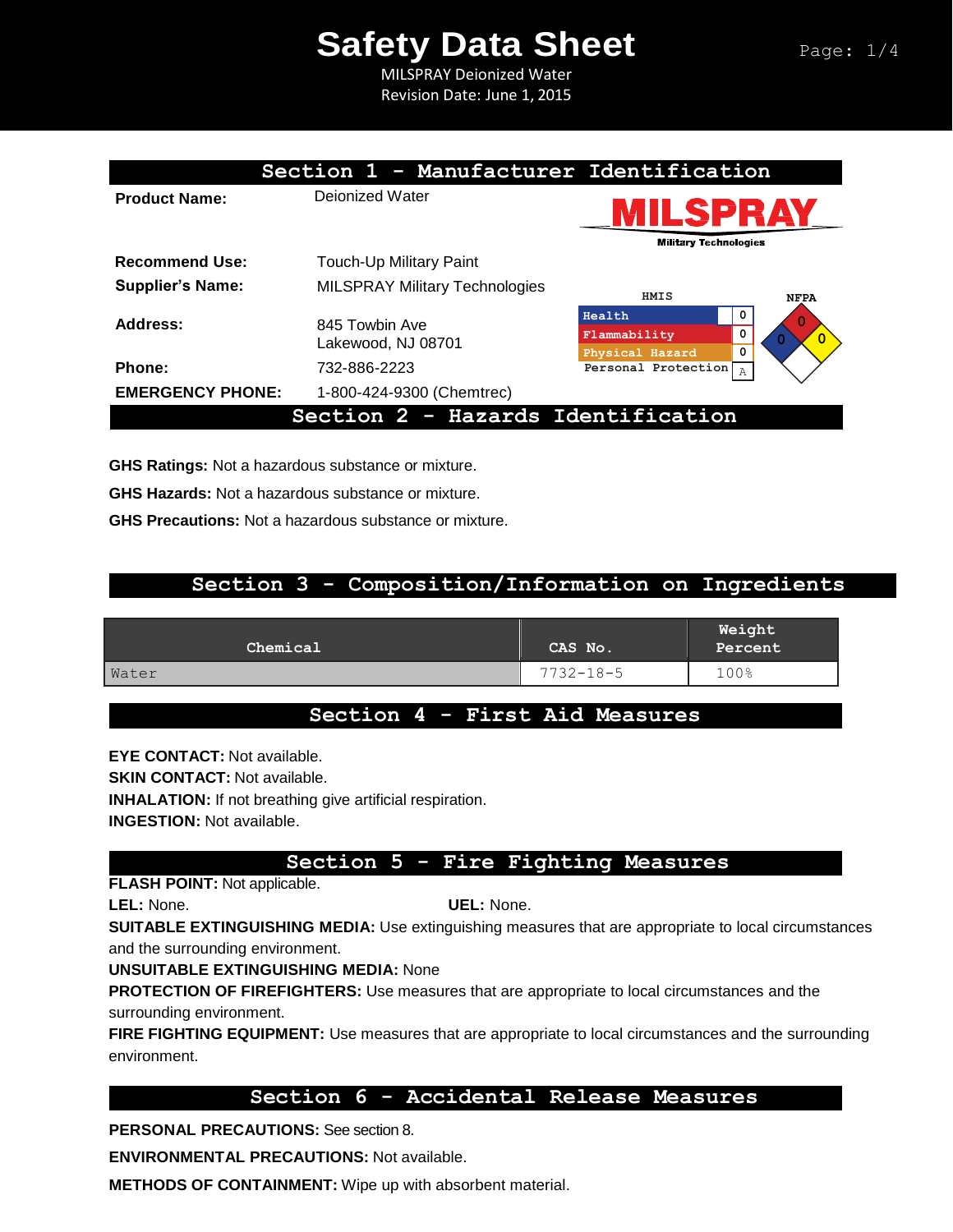# Safety Data Sheet

MILSPRAY Deionized Water
Revision Date: June 1, 2015

## Section 1 - Manufacturer Identification

**Product Name:** Deionized Water

MILSPRAY
Military Technologies

**Recommend Use:** Touch-Up Military Paint

**Supplier's Name:** MILSPRAY Military Technologies

**Address:** 845 Towbin Ave
Lakewood, NJ 08701

**Phone:** 732-886-2223

**EMERGENCY PHONE:** 1-800-424-9300 (Chemtrec)

| HMIS | |
|---|---|
| Health | 0 |
| Flammability | 0 |
| Physical Hazard | 0 |
| Personal Protection | A |

NFPA: Health 0, Flammability 0, Instability 0

## Section 2 - Hazards Identification

**GHS Ratings:** Not a hazardous substance or mixture.

**GHS Hazards:** Not a hazardous substance or mixture.

**GHS Precautions:** Not a hazardous substance or mixture.

## Section 3 - Composition/Information on Ingredients

| Chemical | CAS No. | Weight Percent |
|---|---|---|
| Water | 7732-18-5 | 100% |

## Section 4 - First Aid Measures

**EYE CONTACT:** Not available.
**SKIN CONTACT:** Not available.
**INHALATION:** If not breathing give artificial respiration.
**INGESTION:** Not available.

## Section 5 - Fire Fighting Measures

**FLASH POINT:** Not applicable.
**LEL:** None. **UEL:** None.
**SUITABLE EXTINGUISHING MEDIA:** Use extinguishing measures that are appropriate to local circumstances and the surrounding environment.
**UNSUITABLE EXTINGUISHING MEDIA:** None
**PROTECTION OF FIREFIGHTERS:** Use measures that are appropriate to local circumstances and the surrounding environment.
**FIRE FIGHTING EQUIPMENT:** Use measures that are appropriate to local circumstances and the surrounding environment.

## Section 6 - Accidental Release Measures

**PERSONAL PRECAUTIONS:** See section 8.

**ENVIRONMENTAL PRECAUTIONS:** Not available.

**METHODS OF CONTAINMENT:** Wipe up with absorbent material.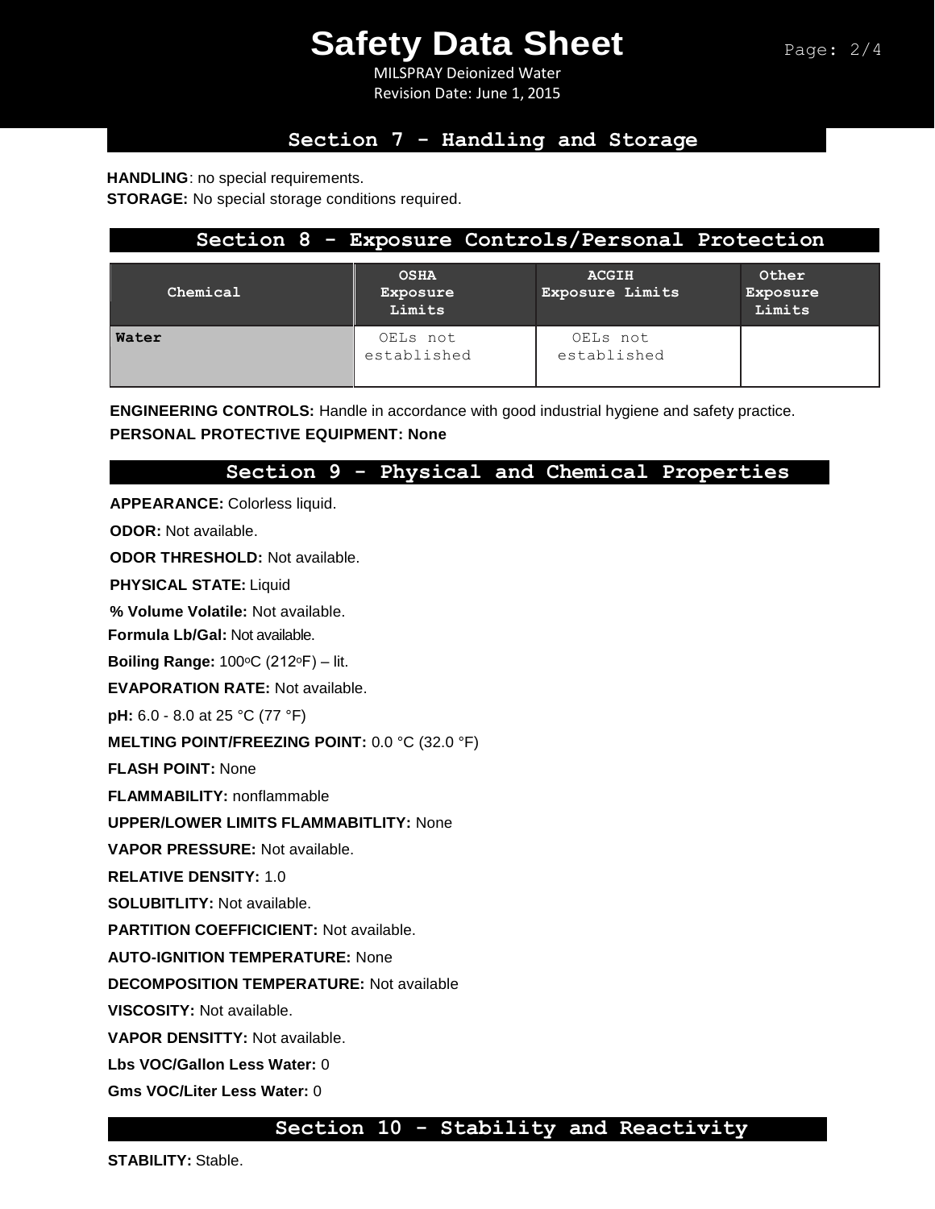## Section 7 - Handling and Storage

**HANDLING**: no special requirements.

**STORAGE:** No special storage conditions required.

## Section 8 - Exposure Controls/Personal Protection

| Chemical | OSHA Exposure Limits | ACGIH Exposure Limits | Other Exposure Limits |
|---|---|---|---|
| **Water** | OELs not established | OELs not established | |

**ENGINEERING CONTROLS:** Handle in accordance with good industrial hygiene and safety practice.

**PERSONAL PROTECTIVE EQUIPMENT: None**

## Section 9 - Physical and Chemical Properties

**APPEARANCE:** Colorless liquid.

**ODOR:** Not available.

**ODOR THRESHOLD:** Not available.

**PHYSICAL STATE:** Liquid

**% Volume Volatile:** Not available.

**Formula Lb/Gal:** Not available.

**Boiling Range:** 100°C (212°F) – lit.

**EVAPORATION RATE:** Not available.

**pH:** 6.0 - 8.0 at 25 °C (77 °F)

**MELTING POINT/FREEZING POINT:** 0.0 °C (32.0 °F)

**FLASH POINT:** None

**FLAMMABILITY:** nonflammable

**UPPER/LOWER LIMITS FLAMMABITLITY:** None

**VAPOR PRESSURE:** Not available.

**RELATIVE DENSITY:** 1.0

**SOLUBITLITY:** Not available.

**PARTITION COEFFICICIENT:** Not available.

**AUTO-IGNITION TEMPERATURE:** None

**DECOMPOSITION TEMPERATURE:** Not available

**VISCOSITY:** Not available.

**VAPOR DENSITTY:** Not available.

**Lbs VOC/Gallon Less Water:** 0

**Gms VOC/Liter Less Water:** 0

## Section 10 - Stability and Reactivity

**STABILITY:** Stable.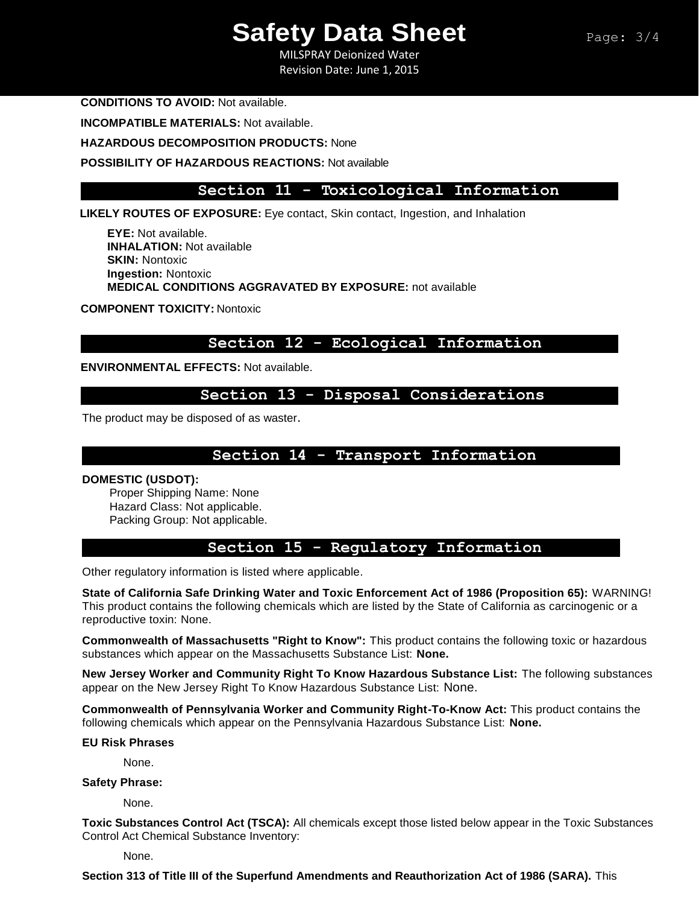**CONDITIONS TO AVOID:** Not available.

**INCOMPATIBLE MATERIALS:** Not available.

**HAZARDOUS DECOMPOSITION PRODUCTS:** None

**POSSIBILITY OF HAZARDOUS REACTIONS:** Not available

## Section 11 - Toxicological Information

**LIKELY ROUTES OF EXPOSURE:** Eye contact, Skin contact, Ingestion, and Inhalation

**EYE:** Not available.
**INHALATION:** Not available
**SKIN:** Nontoxic
**Ingestion:** Nontoxic
**MEDICAL CONDITIONS AGGRAVATED BY EXPOSURE:** not available

**COMPONENT TOXICITY:** Nontoxic

## Section 12 - Ecological Information

**ENVIRONMENTAL EFFECTS:** Not available.

## Section 13 - Disposal Considerations

The product may be disposed of as waster.

## Section 14 - Transport Information

**DOMESTIC (USDOT):**
Proper Shipping Name: None
Hazard Class: Not applicable.
Packing Group: Not applicable.

## Section 15 - Regulatory Information

Other regulatory information is listed where applicable.

**State of California Safe Drinking Water and Toxic Enforcement Act of 1986 (Proposition 65):** WARNING! This product contains the following chemicals which are listed by the State of California as carcinogenic or a reproductive toxin: None.

**Commonwealth of Massachusetts "Right to Know":** This product contains the following toxic or hazardous substances which appear on the Massachusetts Substance List: **None.**

**New Jersey Worker and Community Right To Know Hazardous Substance List:** The following substances appear on the New Jersey Right To Know Hazardous Substance List: None.

**Commonwealth of Pennsylvania Worker and Community Right-To-Know Act:** This product contains the following chemicals which appear on the Pennsylvania Hazardous Substance List: **None.**

**EU Risk Phrases**

None.

**Safety Phrase:**

None.

**Toxic Substances Control Act (TSCA):** All chemicals except those listed below appear in the Toxic Substances Control Act Chemical Substance Inventory:

None.

**Section 313 of Title III of the Superfund Amendments and Reauthorization Act of 1986 (SARA).** This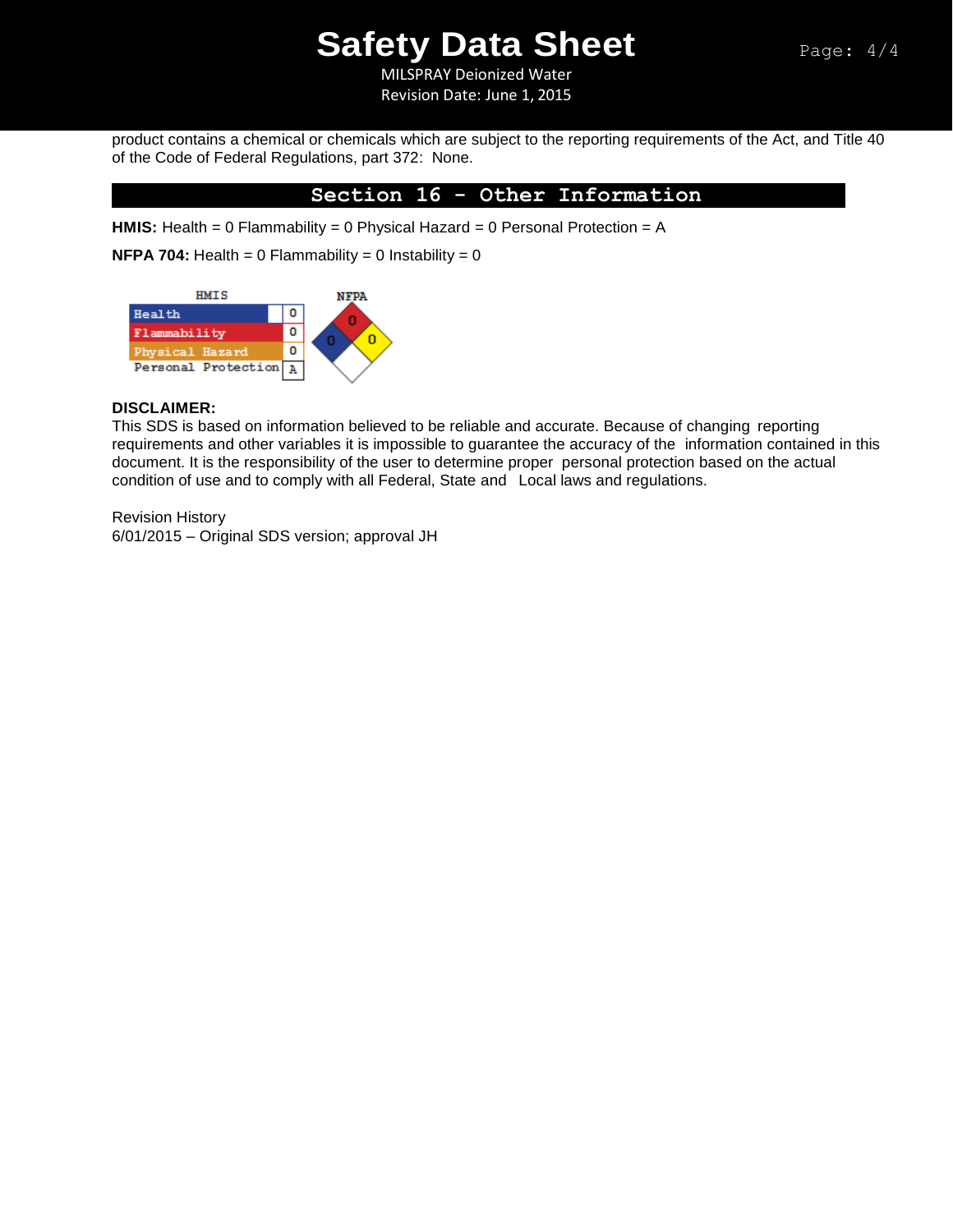product contains a chemical or chemicals which are subject to the reporting requirements of the Act, and Title 40 of the Code of Federal Regulations, part 372: None.

## Section 16 - Other Information

**HMIS:** Health = 0 Flammability = 0 Physical Hazard = 0 Personal Protection = A

**NFPA 704:** Health = 0 Flammability = 0 Instability = 0

HMIS

| | |
|---|---|
| Health | 0 |
| Flammability | 0 |
| Physical Hazard | 0 |
| Personal Protection | A |

NFPA

0

0

0

**DISCLAIMER:**
This SDS is based on information believed to be reliable and accurate. Because of changing reporting requirements and other variables it is impossible to guarantee the accuracy of the information contained in this document. It is the responsibility of the user to determine proper personal protection based on the actual condition of use and to comply with all Federal, State and Local laws and regulations.

Revision History
6/01/2015 – Original SDS version; approval JH